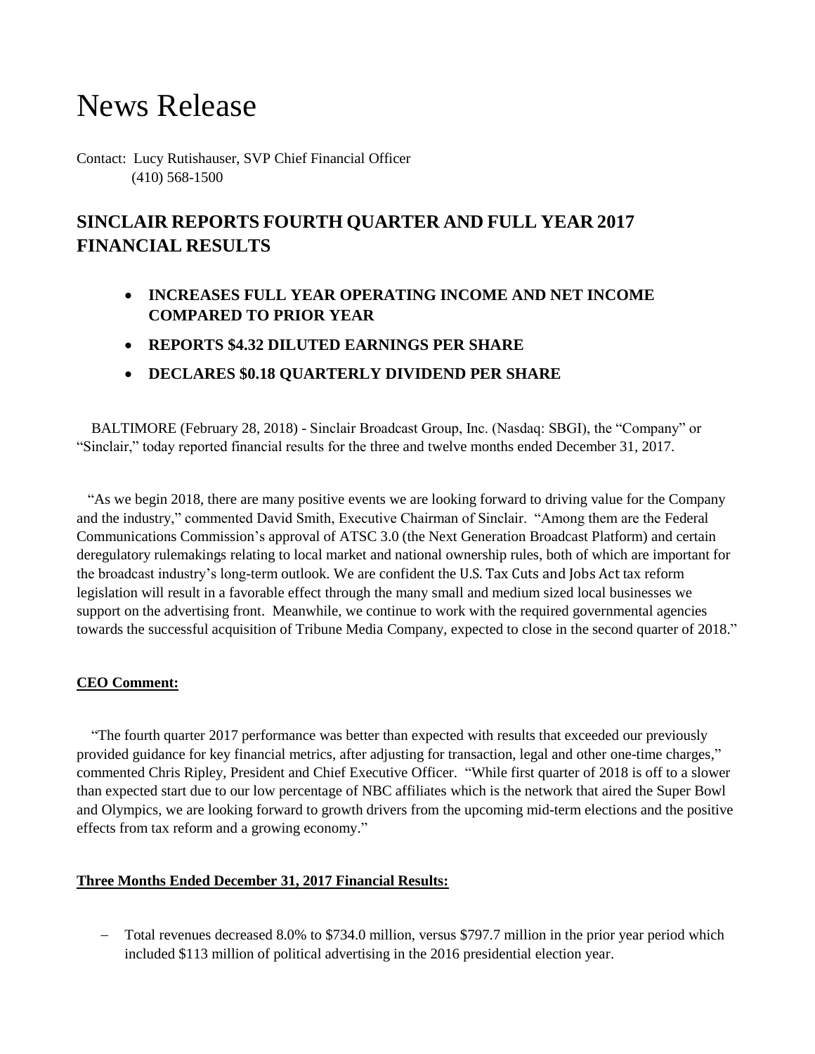# News Release

Contact: Lucy Rutishauser, SVP Chief Financial Officer
(410) 568-1500

## SINCLAIR REPORTS FOURTH QUARTER AND FULL YEAR 2017 FINANCIAL RESULTS

- **INCREASES FULL YEAR OPERATING INCOME AND NET INCOME COMPARED TO PRIOR YEAR**
- **REPORTS $4.32 DILUTED EARNINGS PER SHARE**
- **DECLARES $0.18 QUARTERLY DIVIDEND PER SHARE**

BALTIMORE (February 28, 2018) - Sinclair Broadcast Group, Inc. (Nasdaq: SBGI), the "Company" or "Sinclair," today reported financial results for the three and twelve months ended December 31, 2017.

"As we begin 2018, there are many positive events we are looking forward to driving value for the Company and the industry," commented David Smith, Executive Chairman of Sinclair. "Among them are the Federal Communications Commission's approval of ATSC 3.0 (the Next Generation Broadcast Platform) and certain deregulatory rulemakings relating to local market and national ownership rules, both of which are important for the broadcast industry's long-term outlook. We are confident the U.S. Tax Cuts and Jobs Act tax reform legislation will result in a favorable effect through the many small and medium sized local businesses we support on the advertising front. Meanwhile, we continue to work with the required governmental agencies towards the successful acquisition of Tribune Media Company, expected to close in the second quarter of 2018."

**CEO Comment:**

"The fourth quarter 2017 performance was better than expected with results that exceeded our previously provided guidance for key financial metrics, after adjusting for transaction, legal and other one-time charges," commented Chris Ripley, President and Chief Executive Officer. "While first quarter of 2018 is off to a slower than expected start due to our low percentage of NBC affiliates which is the network that aired the Super Bowl and Olympics, we are looking forward to growth drivers from the upcoming mid-term elections and the positive effects from tax reform and a growing economy."

**Three Months Ended December 31, 2017 Financial Results:**

- Total revenues decreased 8.0% to $734.0 million, versus $797.7 million in the prior year period which included $113 million of political advertising in the 2016 presidential election year.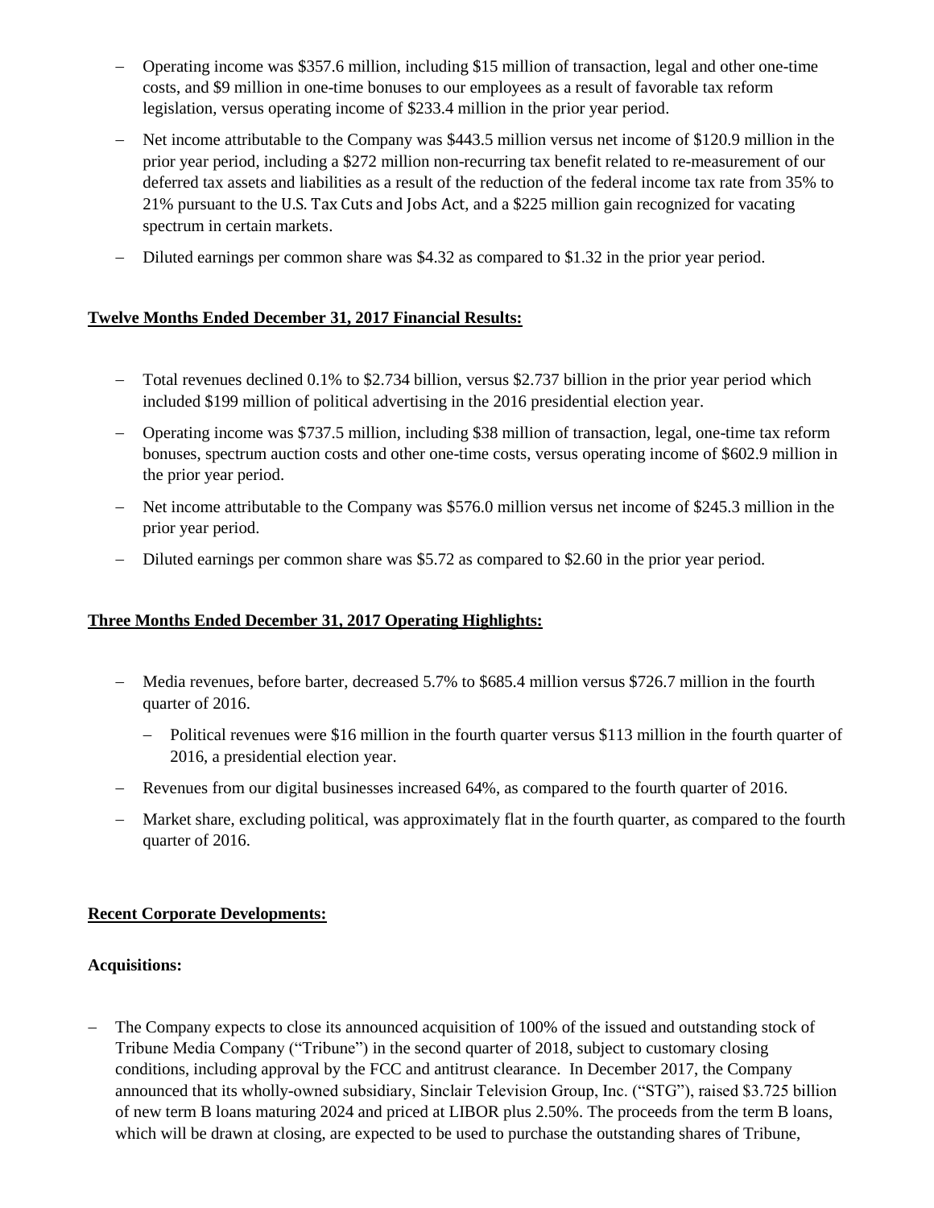- Operating income was $357.6 million, including $15 million of transaction, legal and other one-time costs, and $9 million in one-time bonuses to our employees as a result of favorable tax reform legislation, versus operating income of $233.4 million in the prior year period.
- Net income attributable to the Company was $443.5 million versus net income of $120.9 million in the prior year period, including a $272 million non-recurring tax benefit related to re-measurement of our deferred tax assets and liabilities as a result of the reduction of the federal income tax rate from 35% to 21% pursuant to the U.S. Tax Cuts and Jobs Act, and a $225 million gain recognized for vacating spectrum in certain markets.
- Diluted earnings per common share was $4.32 as compared to $1.32 in the prior year period.

**Twelve Months Ended December 31, 2017 Financial Results:**

- Total revenues declined 0.1% to $2.734 billion, versus $2.737 billion in the prior year period which included $199 million of political advertising in the 2016 presidential election year.
- Operating income was $737.5 million, including $38 million of transaction, legal, one-time tax reform bonuses, spectrum auction costs and other one-time costs, versus operating income of $602.9 million in the prior year period.
- Net income attributable to the Company was $576.0 million versus net income of $245.3 million in the prior year period.
- Diluted earnings per common share was $5.72 as compared to $2.60 in the prior year period.

**Three Months Ended December 31, 2017 Operating Highlights:**

- Media revenues, before barter, decreased 5.7% to $685.4 million versus $726.7 million in the fourth quarter of 2016.
  - Political revenues were $16 million in the fourth quarter versus $113 million in the fourth quarter of 2016, a presidential election year.
- Revenues from our digital businesses increased 64%, as compared to the fourth quarter of 2016.
- Market share, excluding political, was approximately flat in the fourth quarter, as compared to the fourth quarter of 2016.

**Recent Corporate Developments:**

**Acquisitions:**

- The Company expects to close its announced acquisition of 100% of the issued and outstanding stock of Tribune Media Company ("Tribune") in the second quarter of 2018, subject to customary closing conditions, including approval by the FCC and antitrust clearance. In December 2017, the Company announced that its wholly-owned subsidiary, Sinclair Television Group, Inc. ("STG"), raised $3.725 billion of new term B loans maturing 2024 and priced at LIBOR plus 2.50%. The proceeds from the term B loans, which will be drawn at closing, are expected to be used to purchase the outstanding shares of Tribune,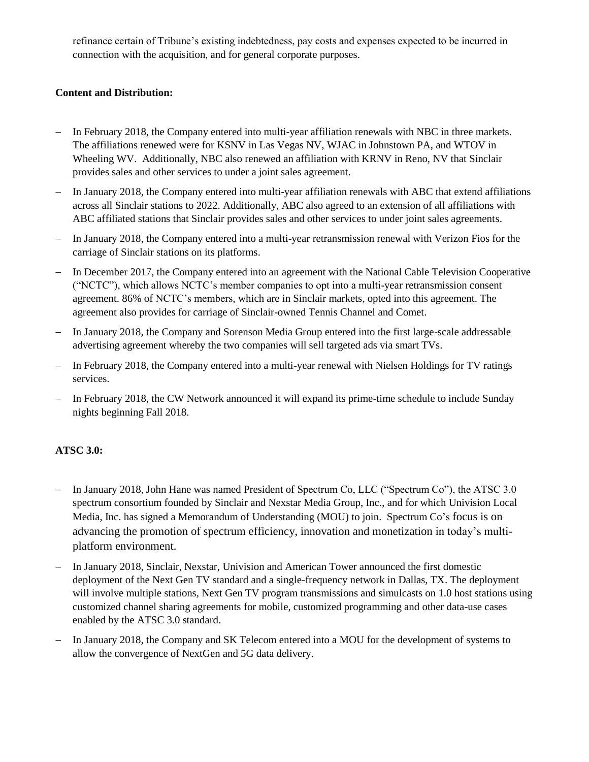refinance certain of Tribune's existing indebtedness, pay costs and expenses expected to be incurred in connection with the acquisition, and for general corporate purposes.

**Content and Distribution:**

- In February 2018, the Company entered into multi-year affiliation renewals with NBC in three markets. The affiliations renewed were for KSNV in Las Vegas NV, WJAC in Johnstown PA, and WTOV in Wheeling WV. Additionally, NBC also renewed an affiliation with KRNV in Reno, NV that Sinclair provides sales and other services to under a joint sales agreement.
- In January 2018, the Company entered into multi-year affiliation renewals with ABC that extend affiliations across all Sinclair stations to 2022. Additionally, ABC also agreed to an extension of all affiliations with ABC affiliated stations that Sinclair provides sales and other services to under joint sales agreements.
- In January 2018, the Company entered into a multi-year retransmission renewal with Verizon Fios for the carriage of Sinclair stations on its platforms.
- In December 2017, the Company entered into an agreement with the National Cable Television Cooperative ("NCTC"), which allows NCTC's member companies to opt into a multi-year retransmission consent agreement. 86% of NCTC's members, which are in Sinclair markets, opted into this agreement. The agreement also provides for carriage of Sinclair-owned Tennis Channel and Comet.
- In January 2018, the Company and Sorenson Media Group entered into the first large-scale addressable advertising agreement whereby the two companies will sell targeted ads via smart TVs.
- In February 2018, the Company entered into a multi-year renewal with Nielsen Holdings for TV ratings services.
- In February 2018, the CW Network announced it will expand its prime-time schedule to include Sunday nights beginning Fall 2018.

**ATSC 3.0:**

- In January 2018, John Hane was named President of Spectrum Co, LLC ("Spectrum Co"), the ATSC 3.0 spectrum consortium founded by Sinclair and Nexstar Media Group, Inc., and for which Univision Local Media, Inc. has signed a Memorandum of Understanding (MOU) to join. Spectrum Co's focus is on advancing the promotion of spectrum efficiency, innovation and monetization in today's multi-platform environment.
- In January 2018, Sinclair, Nexstar, Univision and American Tower announced the first domestic deployment of the Next Gen TV standard and a single-frequency network in Dallas, TX. The deployment will involve multiple stations, Next Gen TV program transmissions and simulcasts on 1.0 host stations using customized channel sharing agreements for mobile, customized programming and other data-use cases enabled by the ATSC 3.0 standard.
- In January 2018, the Company and SK Telecom entered into a MOU for the development of systems to allow the convergence of NextGen and 5G data delivery.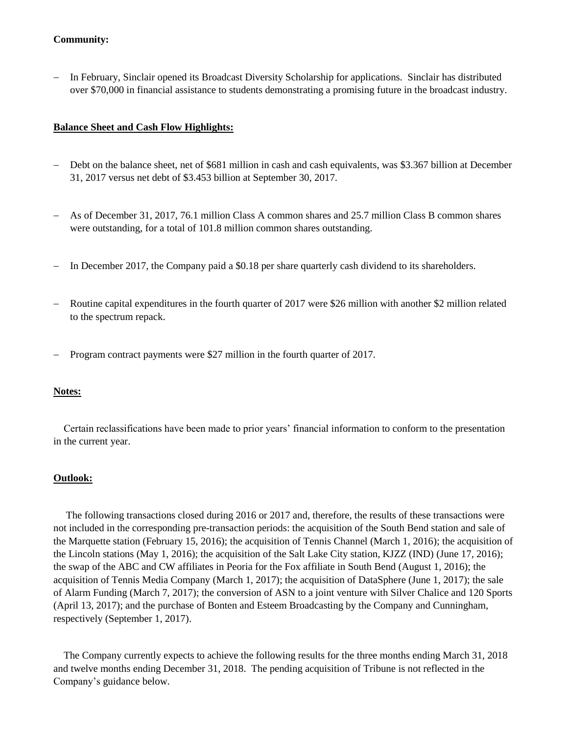**Community:**

- In February, Sinclair opened its Broadcast Diversity Scholarship for applications. Sinclair has distributed over $70,000 in financial assistance to students demonstrating a promising future in the broadcast industry.

**Balance Sheet and Cash Flow Highlights:**

- Debt on the balance sheet, net of $681 million in cash and cash equivalents, was $3.367 billion at December 31, 2017 versus net debt of $3.453 billion at September 30, 2017.

- As of December 31, 2017, 76.1 million Class A common shares and 25.7 million Class B common shares were outstanding, for a total of 101.8 million common shares outstanding.

- In December 2017, the Company paid a $0.18 per share quarterly cash dividend to its shareholders.

- Routine capital expenditures in the fourth quarter of 2017 were $26 million with another $2 million related to the spectrum repack.

- Program contract payments were $27 million in the fourth quarter of 2017.

**Notes:**

Certain reclassifications have been made to prior years' financial information to conform to the presentation in the current year.

**Outlook:**

The following transactions closed during 2016 or 2017 and, therefore, the results of these transactions were not included in the corresponding pre-transaction periods: the acquisition of the South Bend station and sale of the Marquette station (February 15, 2016); the acquisition of Tennis Channel (March 1, 2016); the acquisition of the Lincoln stations (May 1, 2016); the acquisition of the Salt Lake City station, KJZZ (IND) (June 17, 2016); the swap of the ABC and CW affiliates in Peoria for the Fox affiliate in South Bend (August 1, 2016); the acquisition of Tennis Media Company (March 1, 2017); the acquisition of DataSphere (June 1, 2017); the sale of Alarm Funding (March 7, 2017); the conversion of ASN to a joint venture with Silver Chalice and 120 Sports (April 13, 2017); and the purchase of Bonten and Esteem Broadcasting by the Company and Cunningham, respectively (September 1, 2017).

The Company currently expects to achieve the following results for the three months ending March 31, 2018 and twelve months ending December 31, 2018. The pending acquisition of Tribune is not reflected in the Company's guidance below.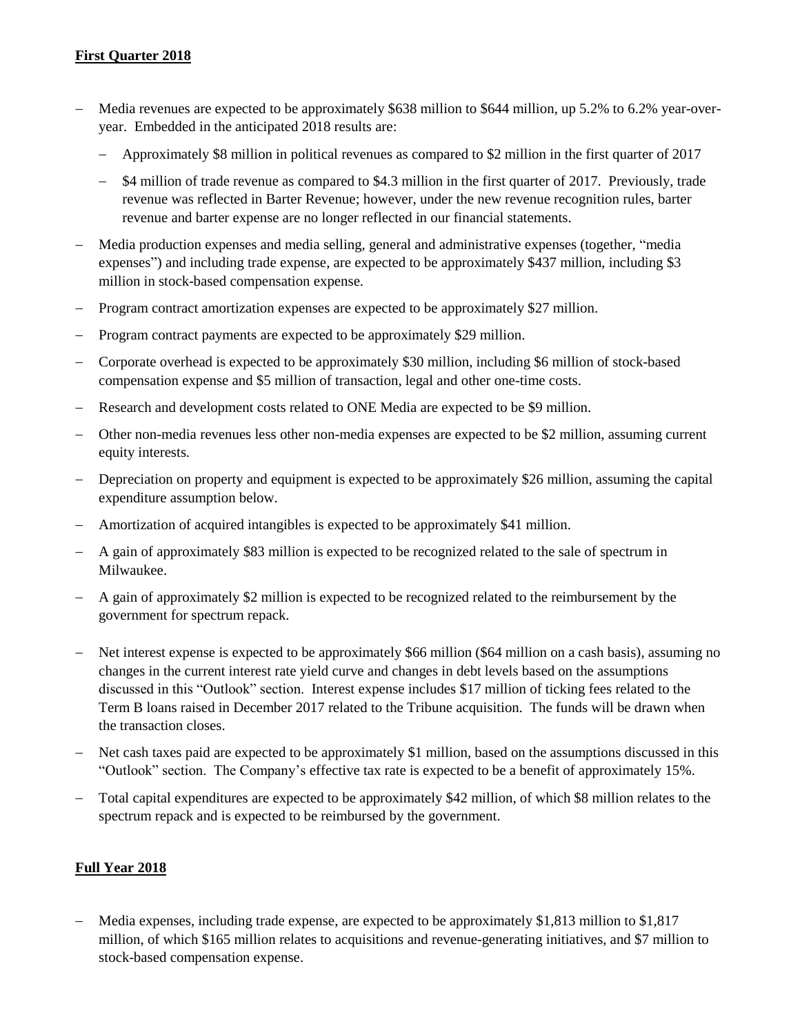**First Quarter 2018**

- Media revenues are expected to be approximately $638 million to $644 million, up 5.2% to 6.2% year-over-year. Embedded in the anticipated 2018 results are:
  - Approximately $8 million in political revenues as compared to $2 million in the first quarter of 2017
  - $4 million of trade revenue as compared to $4.3 million in the first quarter of 2017. Previously, trade revenue was reflected in Barter Revenue; however, under the new revenue recognition rules, barter revenue and barter expense are no longer reflected in our financial statements.
- Media production expenses and media selling, general and administrative expenses (together, "media expenses") and including trade expense, are expected to be approximately $437 million, including $3 million in stock-based compensation expense.
- Program contract amortization expenses are expected to be approximately $27 million.
- Program contract payments are expected to be approximately $29 million.
- Corporate overhead is expected to be approximately $30 million, including $6 million of stock-based compensation expense and $5 million of transaction, legal and other one-time costs.
- Research and development costs related to ONE Media are expected to be $9 million.
- Other non-media revenues less other non-media expenses are expected to be $2 million, assuming current equity interests.
- Depreciation on property and equipment is expected to be approximately $26 million, assuming the capital expenditure assumption below.
- Amortization of acquired intangibles is expected to be approximately $41 million.
- A gain of approximately $83 million is expected to be recognized related to the sale of spectrum in Milwaukee.
- A gain of approximately $2 million is expected to be recognized related to the reimbursement by the government for spectrum repack.
- Net interest expense is expected to be approximately $66 million ($64 million on a cash basis), assuming no changes in the current interest rate yield curve and changes in debt levels based on the assumptions discussed in this "Outlook" section. Interest expense includes $17 million of ticking fees related to the Term B loans raised in December 2017 related to the Tribune acquisition. The funds will be drawn when the transaction closes.
- Net cash taxes paid are expected to be approximately $1 million, based on the assumptions discussed in this "Outlook" section. The Company's effective tax rate is expected to be a benefit of approximately 15%.
- Total capital expenditures are expected to be approximately $42 million, of which $8 million relates to the spectrum repack and is expected to be reimbursed by the government.

**Full Year 2018**

- Media expenses, including trade expense, are expected to be approximately $1,813 million to $1,817 million, of which $165 million relates to acquisitions and revenue-generating initiatives, and $7 million to stock-based compensation expense.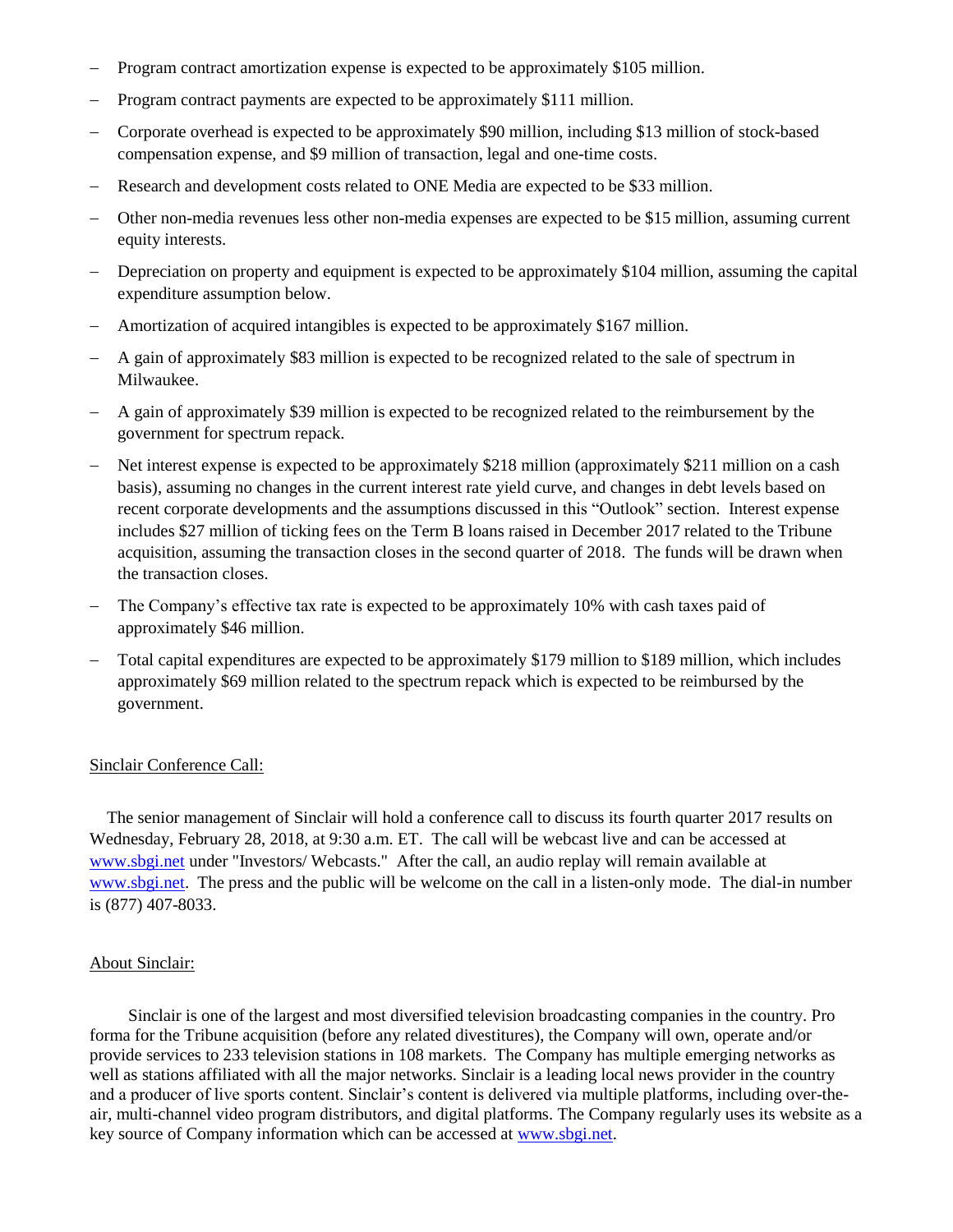- Program contract amortization expense is expected to be approximately $105 million.
- Program contract payments are expected to be approximately $111 million.
- Corporate overhead is expected to be approximately $90 million, including $13 million of stock-based compensation expense, and $9 million of transaction, legal and one-time costs.
- Research and development costs related to ONE Media are expected to be $33 million.
- Other non-media revenues less other non-media expenses are expected to be $15 million, assuming current equity interests.
- Depreciation on property and equipment is expected to be approximately $104 million, assuming the capital expenditure assumption below.
- Amortization of acquired intangibles is expected to be approximately $167 million.
- A gain of approximately $83 million is expected to be recognized related to the sale of spectrum in Milwaukee.
- A gain of approximately $39 million is expected to be recognized related to the reimbursement by the government for spectrum repack.
- Net interest expense is expected to be approximately $218 million (approximately $211 million on a cash basis), assuming no changes in the current interest rate yield curve, and changes in debt levels based on recent corporate developments and the assumptions discussed in this "Outlook" section. Interest expense includes $27 million of ticking fees on the Term B loans raised in December 2017 related to the Tribune acquisition, assuming the transaction closes in the second quarter of 2018. The funds will be drawn when the transaction closes.
- The Company's effective tax rate is expected to be approximately 10% with cash taxes paid of approximately $46 million.
- Total capital expenditures are expected to be approximately $179 million to $189 million, which includes approximately $69 million related to the spectrum repack which is expected to be reimbursed by the government.

Sinclair Conference Call:

The senior management of Sinclair will hold a conference call to discuss its fourth quarter 2017 results on Wednesday, February 28, 2018, at 9:30 a.m. ET. The call will be webcast live and can be accessed at www.sbgi.net under "Investors/ Webcasts." After the call, an audio replay will remain available at www.sbgi.net. The press and the public will be welcome on the call in a listen-only mode. The dial-in number is (877) 407-8033.

About Sinclair:

Sinclair is one of the largest and most diversified television broadcasting companies in the country. Pro forma for the Tribune acquisition (before any related divestitures), the Company will own, operate and/or provide services to 233 television stations in 108 markets. The Company has multiple emerging networks as well as stations affiliated with all the major networks. Sinclair is a leading local news provider in the country and a producer of live sports content. Sinclair's content is delivered via multiple platforms, including over-the-air, multi-channel video program distributors, and digital platforms. The Company regularly uses its website as a key source of Company information which can be accessed at www.sbgi.net.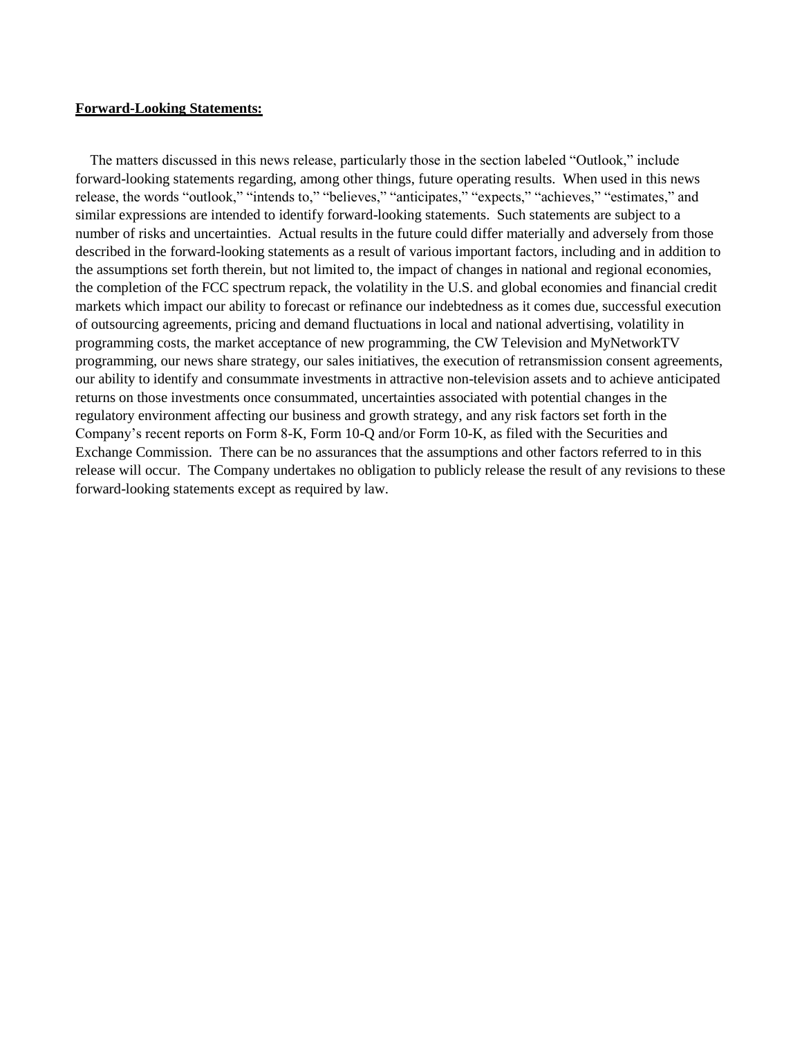**Forward-Looking Statements:**

The matters discussed in this news release, particularly those in the section labeled "Outlook," include forward-looking statements regarding, among other things, future operating results. When used in this news release, the words "outlook," "intends to," "believes," "anticipates," "expects," "achieves," "estimates," and similar expressions are intended to identify forward-looking statements. Such statements are subject to a number of risks and uncertainties. Actual results in the future could differ materially and adversely from those described in the forward-looking statements as a result of various important factors, including and in addition to the assumptions set forth therein, but not limited to, the impact of changes in national and regional economies, the completion of the FCC spectrum repack, the volatility in the U.S. and global economies and financial credit markets which impact our ability to forecast or refinance our indebtedness as it comes due, successful execution of outsourcing agreements, pricing and demand fluctuations in local and national advertising, volatility in programming costs, the market acceptance of new programming, the CW Television and MyNetworkTV programming, our news share strategy, our sales initiatives, the execution of retransmission consent agreements, our ability to identify and consummate investments in attractive non-television assets and to achieve anticipated returns on those investments once consummated, uncertainties associated with potential changes in the regulatory environment affecting our business and growth strategy, and any risk factors set forth in the Company's recent reports on Form 8-K, Form 10-Q and/or Form 10-K, as filed with the Securities and Exchange Commission. There can be no assurances that the assumptions and other factors referred to in this release will occur. The Company undertakes no obligation to publicly release the result of any revisions to these forward-looking statements except as required by law.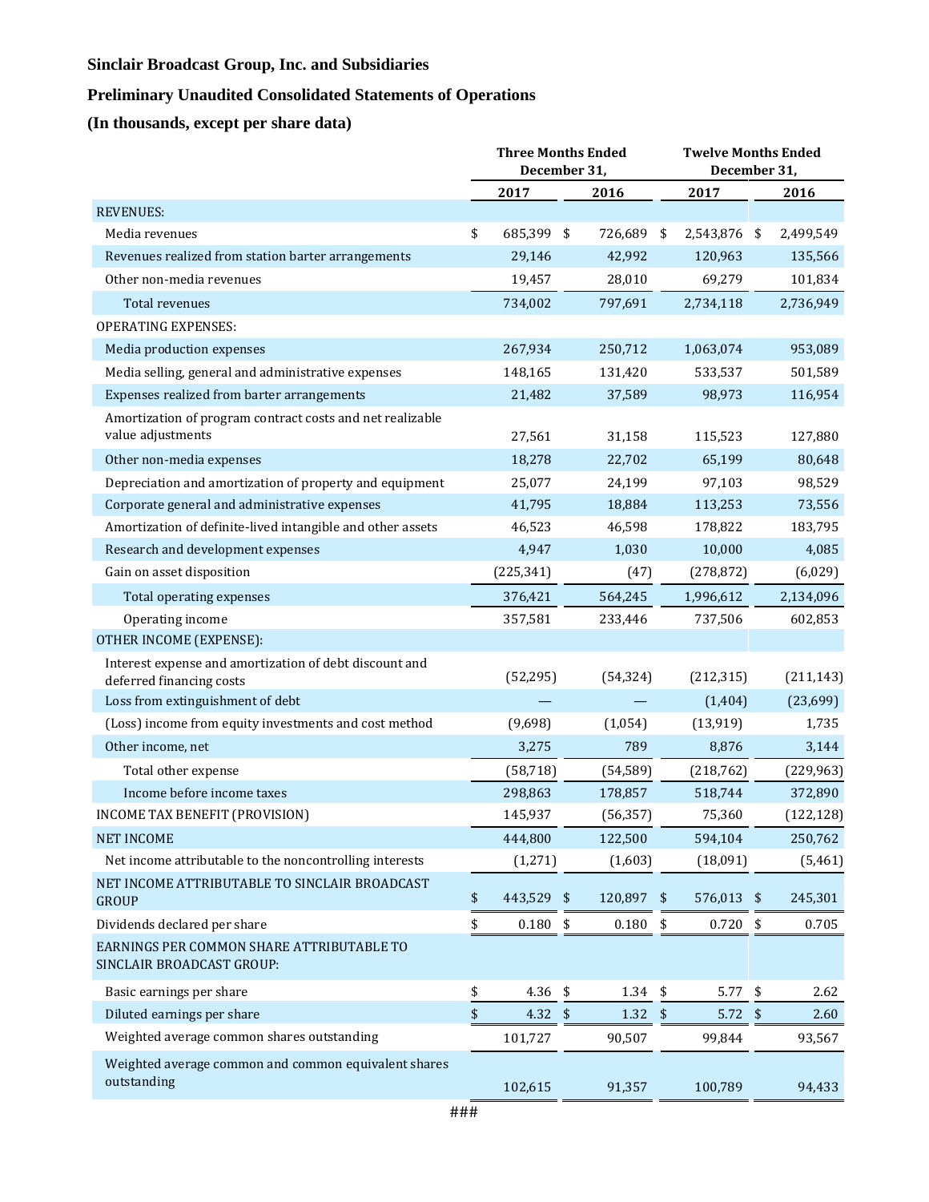**Sinclair Broadcast Group, Inc. and Subsidiaries**

**Preliminary Unaudited Consolidated Statements of Operations**

**(In thousands, except per share data)**

| | Three Months Ended December 31, | | Twelve Months Ended December 31, | |
|---|---|---|---|---|
| | 2017 | 2016 | 2017 | 2016 |
| REVENUES: | | | | |
| Media revenues | $ 685,399 | $ 726,689 | $ 2,543,876 | $ 2,499,549 |
| Revenues realized from station barter arrangements | 29,146 | 42,992 | 120,963 | 135,566 |
| Other non-media revenues | 19,457 | 28,010 | 69,279 | 101,834 |
| Total revenues | 734,002 | 797,691 | 2,734,118 | 2,736,949 |
| OPERATING EXPENSES: | | | | |
| Media production expenses | 267,934 | 250,712 | 1,063,074 | 953,089 |
| Media selling, general and administrative expenses | 148,165 | 131,420 | 533,537 | 501,589 |
| Expenses realized from barter arrangements | 21,482 | 37,589 | 98,973 | 116,954 |
| Amortization of program contract costs and net realizable value adjustments | 27,561 | 31,158 | 115,523 | 127,880 |
| Other non-media expenses | 18,278 | 22,702 | 65,199 | 80,648 |
| Depreciation and amortization of property and equipment | 25,077 | 24,199 | 97,103 | 98,529 |
| Corporate general and administrative expenses | 41,795 | 18,884 | 113,253 | 73,556 |
| Amortization of definite-lived intangible and other assets | 46,523 | 46,598 | 178,822 | 183,795 |
| Research and development expenses | 4,947 | 1,030 | 10,000 | 4,085 |
| Gain on asset disposition | (225,341) | (47) | (278,872) | (6,029) |
| Total operating expenses | 376,421 | 564,245 | 1,996,612 | 2,134,096 |
| Operating income | 357,581 | 233,446 | 737,506 | 602,853 |
| OTHER INCOME (EXPENSE): | | | | |
| Interest expense and amortization of debt discount and deferred financing costs | (52,295) | (54,324) | (212,315) | (211,143) |
| Loss from extinguishment of debt | — | — | (1,404) | (23,699) |
| (Loss) income from equity investments and cost method | (9,698) | (1,054) | (13,919) | 1,735 |
| Other income, net | 3,275 | 789 | 8,876 | 3,144 |
| Total other expense | (58,718) | (54,589) | (218,762) | (229,963) |
| Income before income taxes | 298,863 | 178,857 | 518,744 | 372,890 |
| INCOME TAX BENEFIT (PROVISION) | 145,937 | (56,357) | 75,360 | (122,128) |
| NET INCOME | 444,800 | 122,500 | 594,104 | 250,762 |
| Net income attributable to the noncontrolling interests | (1,271) | (1,603) | (18,091) | (5,461) |
| NET INCOME ATTRIBUTABLE TO SINCLAIR BROADCAST GROUP | $ 443,529 | $ 120,897 | $ 576,013 | $ 245,301 |
| Dividends declared per share | $ 0.180 | $ 0.180 | $ 0.720 | $ 0.705 |
| EARNINGS PER COMMON SHARE ATTRIBUTABLE TO SINCLAIR BROADCAST GROUP: | | | | |
| Basic earnings per share | $ 4.36 | $ 1.34 | $ 5.77 | $ 2.62 |
| Diluted earnings per share | $ 4.32 | $ 1.32 | $ 5.72 | $ 2.60 |
| Weighted average common shares outstanding | 101,727 | 90,507 | 99,844 | 93,567 |
| Weighted average common and common equivalent shares outstanding | 102,615 | 91,357 | 100,789 | 94,433 |

###